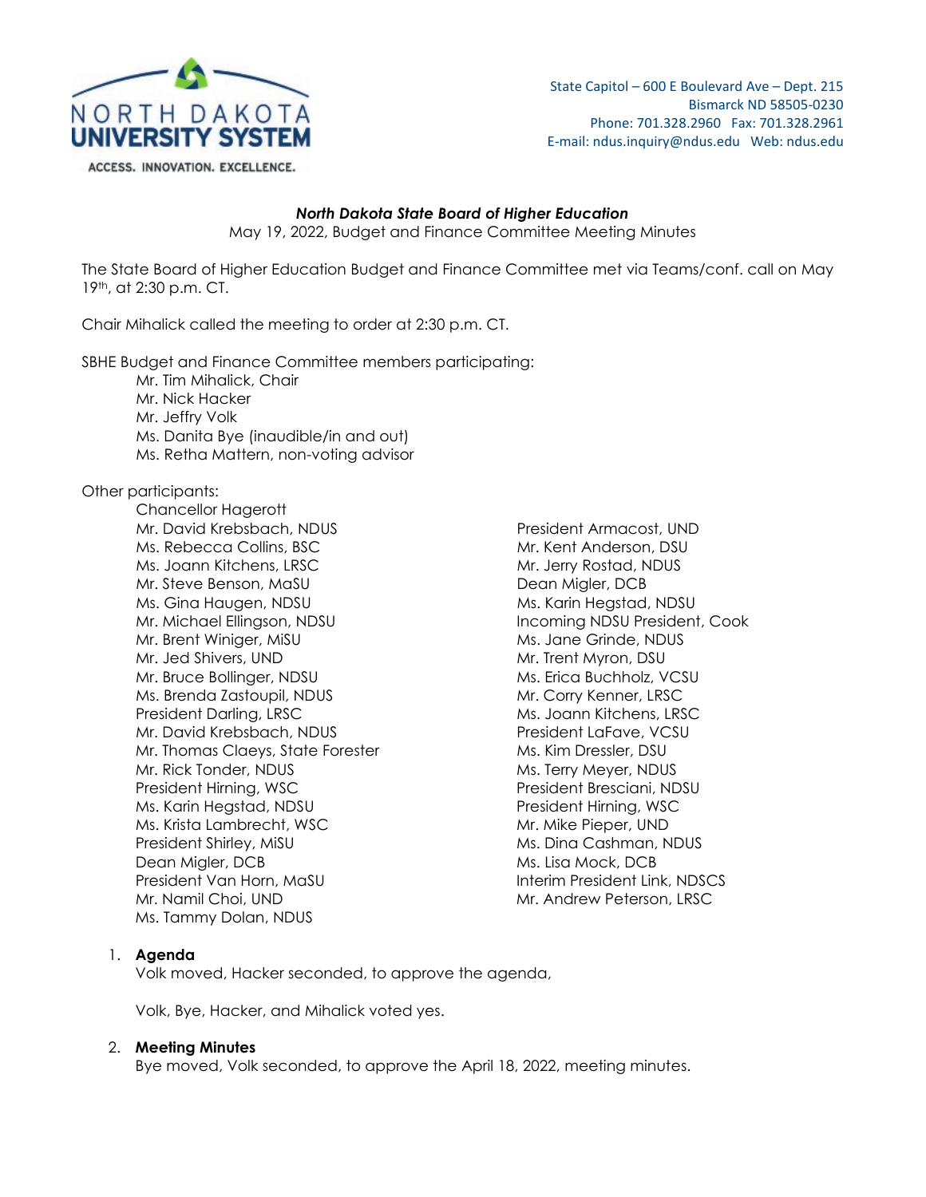State Capitol – 600 E Boulevard Ave – Dept. 215
Bismarck ND 58505-0230
Phone: 701.328.2960 Fax: 701.328.2961
E-mail: ndus.inquiry@ndus.edu Web: ndus.edu

***North Dakota State Board of Higher Education***

May 19, 2022, Budget and Finance Committee Meeting Minutes

The State Board of Higher Education Budget and Finance Committee met via Teams/conf. call on May 19th, at 2:30 p.m. CT.

Chair Mihalick called the meeting to order at 2:30 p.m. CT.

SBHE Budget and Finance Committee members participating:

- Mr. Tim Mihalick, Chair
- Mr. Nick Hacker
- Mr. Jeffry Volk
- Ms. Danita Bye (inaudible/in and out)
- Ms. Retha Mattern, non-voting advisor

Other participants:

- Chancellor Hagerott
- Mr. David Krebsbach, NDUS
- Ms. Rebecca Collins, BSC
- Ms. Joann Kitchens, LRSC
- Mr. Steve Benson, MaSU
- Ms. Gina Haugen, NDSU
- Mr. Michael Ellingson, NDSU
- Mr. Brent Winiger, MiSU
- Mr. Jed Shivers, UND
- Mr. Bruce Bollinger, NDSU
- Ms. Brenda Zastoupil, NDUS
- President Darling, LRSC
- Mr. David Krebsbach, NDUS
- Mr. Thomas Claeys, State Forester
- Mr. Rick Tonder, NDUS
- President Hirning, WSC
- Ms. Karin Hegstad, NDSU
- Ms. Krista Lambrecht, WSC
- President Shirley, MiSU
- Dean Migler, DCB
- President Van Horn, MaSU
- Mr. Namil Choi, UND
- Ms. Tammy Dolan, NDUS
- President Armacost, UND
- Mr. Kent Anderson, DSU
- Mr. Jerry Rostad, NDUS
- Dean Migler, DCB
- Ms. Karin Hegstad, NDSU
- Incoming NDSU President, Cook
- Ms. Jane Grinde, NDUS
- Mr. Trent Myron, DSU
- Ms. Erica Buchholz, VCSU
- Mr. Corry Kenner, LRSC
- Ms. Joann Kitchens, LRSC
- President LaFave, VCSU
- Ms. Kim Dressler, DSU
- Ms. Terry Meyer, NDUS
- President Bresciani, NDSU
- President Hirning, WSC
- Mr. Mike Pieper, UND
- Ms. Dina Cashman, NDUS
- Ms. Lisa Mock, DCB
- Interim President Link, NDSCS
- Mr. Andrew Peterson, LRSC

1. **Agenda**

   Volk moved, Hacker seconded, to approve the agenda,

   Volk, Bye, Hacker, and Mihalick voted yes.

2. **Meeting Minutes**

   Bye moved, Volk seconded, to approve the April 18, 2022, meeting minutes.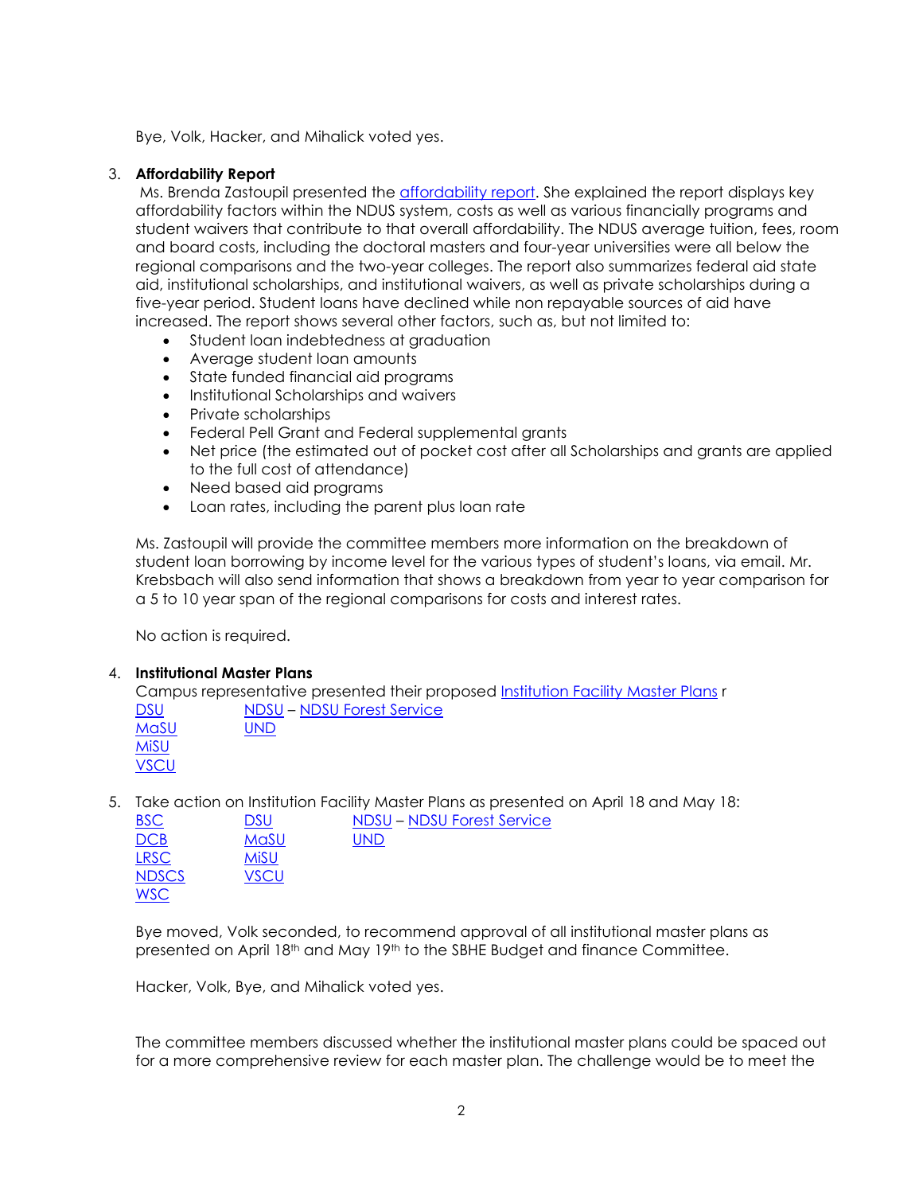Bye, Volk, Hacker, and Mihalick voted yes.

3. **Affordability Report**
   Ms. Brenda Zastoupil presented the affordability report. She explained the report displays key affordability factors within the NDUS system, costs as well as various financially programs and student waivers that contribute to that overall affordability. The NDUS average tuition, fees, room and board costs, including the doctoral masters and four-year universities were all below the regional comparisons and the two-year colleges. The report also summarizes federal aid state aid, institutional scholarships, and institutional waivers, as well as private scholarships during a five-year period. Student loans have declined while non repayable sources of aid have increased. The report shows several other factors, such as, but not limited to:
   - Student loan indebtedness at graduation
   - Average student loan amounts
   - State funded financial aid programs
   - Institutional Scholarships and waivers
   - Private scholarships
   - Federal Pell Grant and Federal supplemental grants
   - Net price (the estimated out of pocket cost after all Scholarships and grants are applied to the full cost of attendance)
   - Need based aid programs
   - Loan rates, including the parent plus loan rate

   Ms. Zastoupil will provide the committee members more information on the breakdown of student loan borrowing by income level for the various types of student's loans, via email. Mr. Krebsbach will also send information that shows a breakdown from year to year comparison for a 5 to 10 year span of the regional comparisons for costs and interest rates.

   No action is required.

4. **Institutional Master Plans**
   Campus representative presented their proposed Institution Facility Master Plans r

   | | |
   |---|---|
   | DSU | NDSU – NDSU Forest Service |
   | MaSU | UND |
   | MiSU | |
   | VSCU | |

5. Take action on Institution Facility Master Plans as presented on April 18 and May 18:

   | | | |
   |---|---|---|
   | BSC | DSU | NDSU – NDSU Forest Service |
   | DCB | MaSU | UND |
   | LRSC | MiSU | |
   | NDSCS | VSCU | |
   | WSC | | |

   Bye moved, Volk seconded, to recommend approval of all institutional master plans as presented on April 18th and May 19th to the SBHE Budget and finance Committee.

   Hacker, Volk, Bye, and Mihalick voted yes.

   The committee members discussed whether the institutional master plans could be spaced out for a more comprehensive review for each master plan. The challenge would be to meet the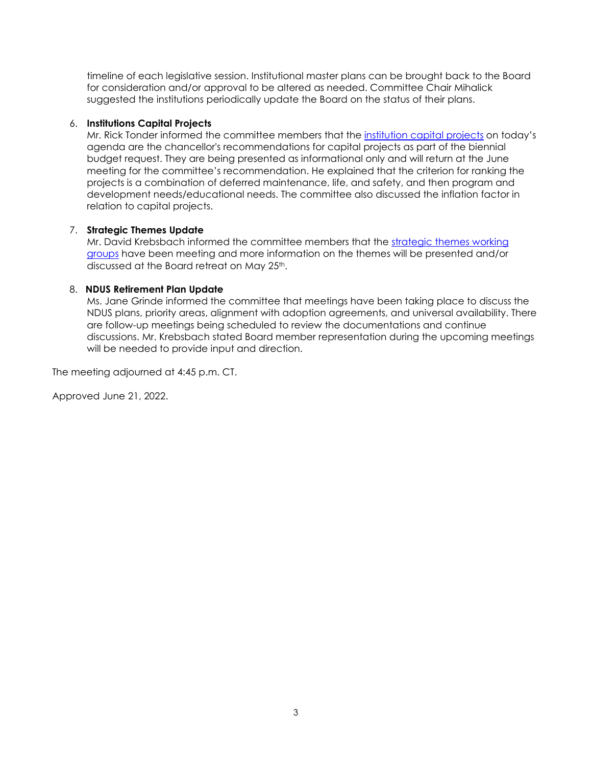timeline of each legislative session. Institutional master plans can be brought back to the Board for consideration and/or approval to be altered as needed. Committee Chair Mihalick suggested the institutions periodically update the Board on the status of their plans.

6. **Institutions Capital Projects**
   Mr. Rick Tonder informed the committee members that the institution capital projects on today's agenda are the chancellor's recommendations for capital projects as part of the biennial budget request. They are being presented as informational only and will return at the June meeting for the committee's recommendation. He explained that the criterion for ranking the projects is a combination of deferred maintenance, life, and safety, and then program and development needs/educational needs. The committee also discussed the inflation factor in relation to capital projects.

7. **Strategic Themes Update**
   Mr. David Krebsbach informed the committee members that the strategic themes working groups have been meeting and more information on the themes will be presented and/or discussed at the Board retreat on May 25th.

8. **NDUS Retirement Plan Update**
   Ms. Jane Grinde informed the committee that meetings have been taking place to discuss the NDUS plans, priority areas, alignment with adoption agreements, and universal availability. There are follow-up meetings being scheduled to review the documentations and continue discussions. Mr. Krebsbach stated Board member representation during the upcoming meetings will be needed to provide input and direction.

The meeting adjourned at 4:45 p.m. CT.

Approved June 21, 2022.